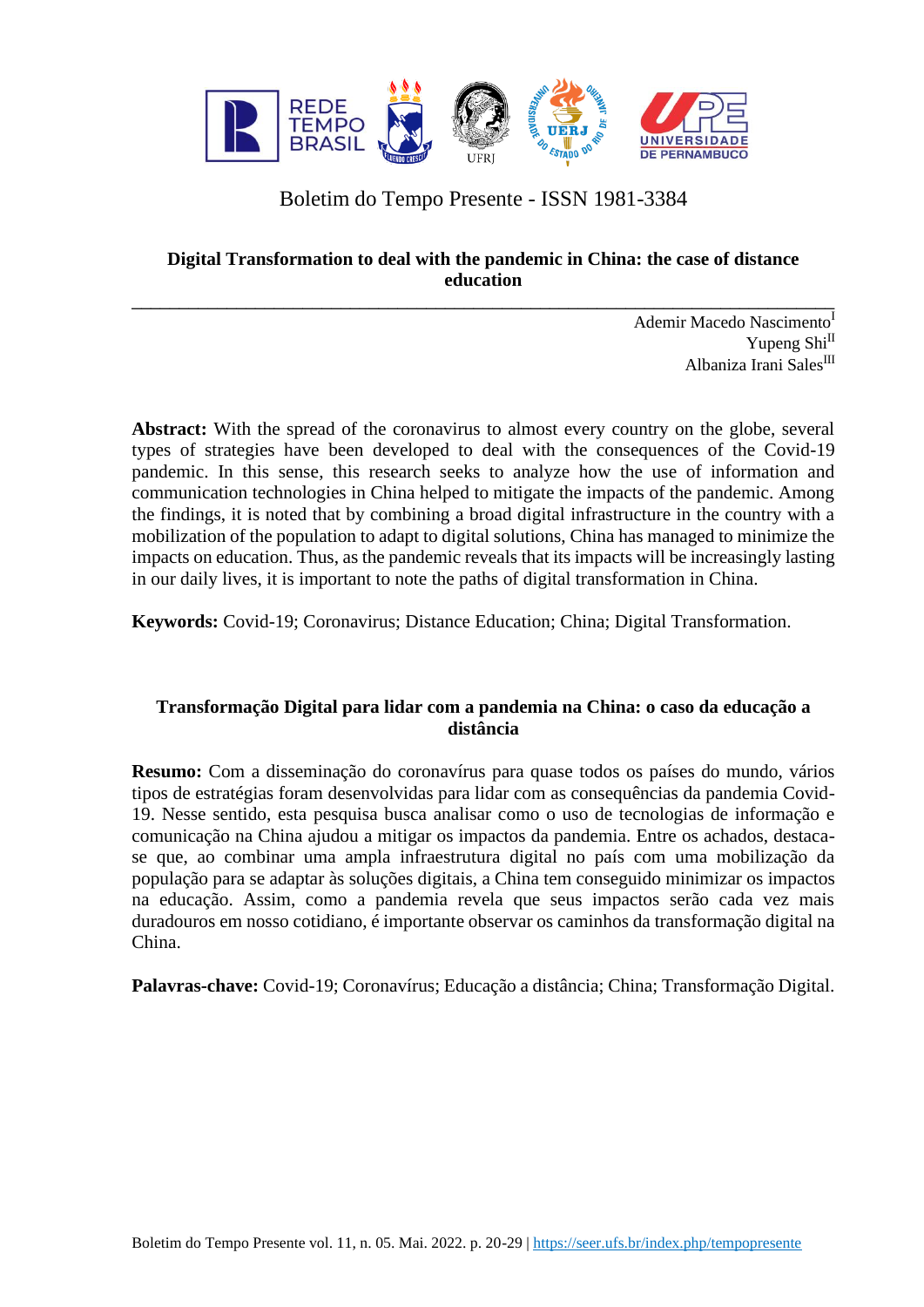Boletim do Tempo Presente - ISSN 1981-3384

## Digital Transformation to deal with the pandemic in China: the case of distance education

---

Ademir Macedo Nascimento[I]
Yupeng Shi[II]
Albaniza Irani Sales[III]

**Abstract:** With the spread of the coronavirus to almost every country on the globe, several types of strategies have been developed to deal with the consequences of the Covid-19 pandemic. In this sense, this research seeks to analyze how the use of information and communication technologies in China helped to mitigate the impacts of the pandemic. Among the findings, it is noted that by combining a broad digital infrastructure in the country with a mobilization of the population to adapt to digital solutions, China has managed to minimize the impacts on education. Thus, as the pandemic reveals that its impacts will be increasingly lasting in our daily lives, it is important to note the paths of digital transformation in China.

**Keywords:** Covid-19; Coronavirus; Distance Education; China; Digital Transformation.

## Transformação Digital para lidar com a pandemia na China: o caso da educação a distância

**Resumo:** Com a disseminação do coronavírus para quase todos os países do mundo, vários tipos de estratégias foram desenvolvidas para lidar com as consequências da pandemia Covid-19. Nesse sentido, esta pesquisa busca analisar como o uso de tecnologias de informação e comunicação na China ajudou a mitigar os impactos da pandemia. Entre os achados, destaca-se que, ao combinar uma ampla infraestrutura digital no país com uma mobilização da população para se adaptar às soluções digitais, a China tem conseguido minimizar os impactos na educação. Assim, como a pandemia revela que seus impactos serão cada vez mais duradouros em nosso cotidiano, é importante observar os caminhos da transformação digital na China.

**Palavras-chave:** Covid-19; Coronavírus; Educação a distância; China; Transformação Digital.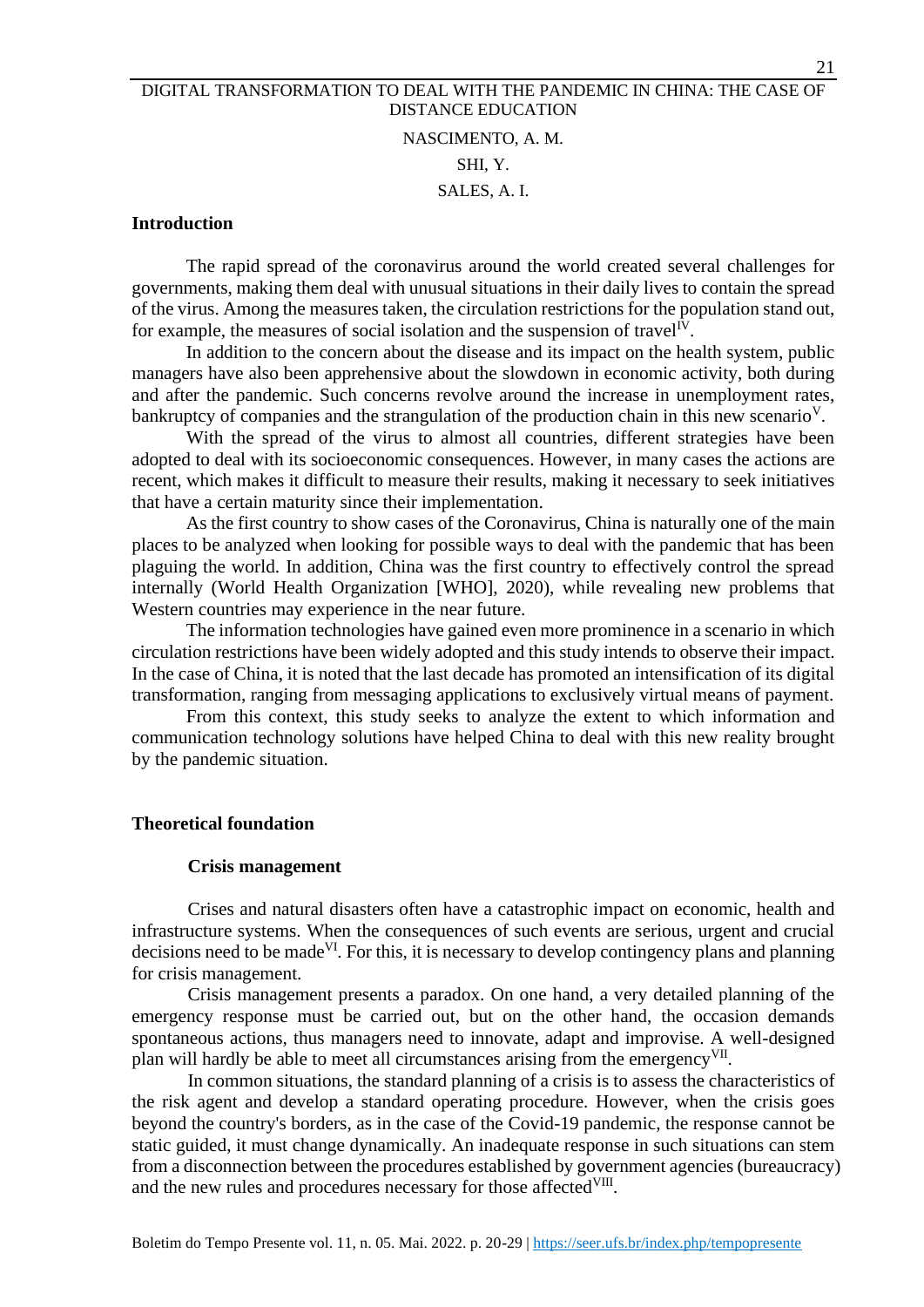# DIGITAL TRANSFORMATION TO DEAL WITH THE PANDEMIC IN CHINA: THE CASE OF DISTANCE EDUCATION

NASCIMENTO, A. M.

SHI, Y.

SALES, A. I.

## Introduction

The rapid spread of the coronavirus around the world created several challenges for governments, making them deal with unusual situations in their daily lives to contain the spread of the virus. Among the measures taken, the circulation restrictions for the population stand out, for example, the measures of social isolation and the suspension of travel[IV].

In addition to the concern about the disease and its impact on the health system, public managers have also been apprehensive about the slowdown in economic activity, both during and after the pandemic. Such concerns revolve around the increase in unemployment rates, bankruptcy of companies and the strangulation of the production chain in this new scenario[V].

With the spread of the virus to almost all countries, different strategies have been adopted to deal with its socioeconomic consequences. However, in many cases the actions are recent, which makes it difficult to measure their results, making it necessary to seek initiatives that have a certain maturity since their implementation.

As the first country to show cases of the Coronavirus, China is naturally one of the main places to be analyzed when looking for possible ways to deal with the pandemic that has been plaguing the world. In addition, China was the first country to effectively control the spread internally (World Health Organization [WHO], 2020), while revealing new problems that Western countries may experience in the near future.

The information technologies have gained even more prominence in a scenario in which circulation restrictions have been widely adopted and this study intends to observe their impact. In the case of China, it is noted that the last decade has promoted an intensification of its digital transformation, ranging from messaging applications to exclusively virtual means of payment.

From this context, this study seeks to analyze the extent to which information and communication technology solutions have helped China to deal with this new reality brought by the pandemic situation.

## Theoretical foundation

### Crisis management

Crises and natural disasters often have a catastrophic impact on economic, health and infrastructure systems. When the consequences of such events are serious, urgent and crucial decisions need to be made[VI]. For this, it is necessary to develop contingency plans and planning for crisis management.

Crisis management presents a paradox. On one hand, a very detailed planning of the emergency response must be carried out, but on the other hand, the occasion demands spontaneous actions, thus managers need to innovate, adapt and improvise. A well-designed plan will hardly be able to meet all circumstances arising from the emergency[VII].

In common situations, the standard planning of a crisis is to assess the characteristics of the risk agent and develop a standard operating procedure. However, when the crisis goes beyond the country's borders, as in the case of the Covid-19 pandemic, the response cannot be static guided, it must change dynamically. An inadequate response in such situations can stem from a disconnection between the procedures established by government agencies (bureaucracy) and the new rules and procedures necessary for those affected[VIII].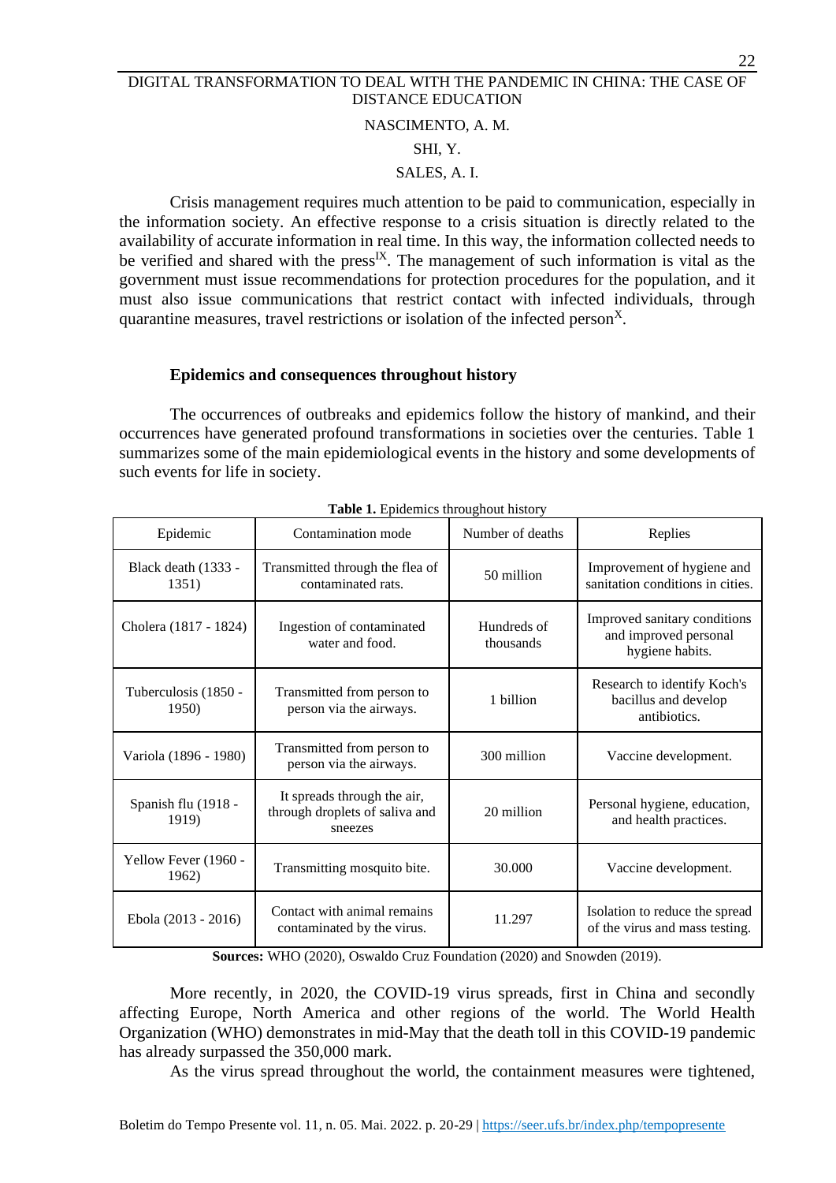Crisis management requires much attention to be paid to communication, especially in the information society. An effective response to a crisis situation is directly related to the availability of accurate information in real time. In this way, the information collected needs to be verified and shared with the press[IX]. The management of such information is vital as the government must issue recommendations for protection procedures for the population, and it must also issue communications that restrict contact with infected individuals, through quarantine measures, travel restrictions or isolation of the infected person[X].

### Epidemics and consequences throughout history

The occurrences of outbreaks and epidemics follow the history of mankind, and their occurrences have generated profound transformations in societies over the centuries. Table 1 summarizes some of the main epidemiological events in the history and some developments of such events for life in society.

**Table 1.** Epidemics throughout history

| Epidemic | Contamination mode | Number of deaths | Replies |
|---|---|---|---|
| Black death (1333 - 1351) | Transmitted through the flea of contaminated rats. | 50 million | Improvement of hygiene and sanitation conditions in cities. |
| Cholera (1817 - 1824) | Ingestion of contaminated water and food. | Hundreds of thousands | Improved sanitary conditions and improved personal hygiene habits. |
| Tuberculosis (1850 - 1950) | Transmitted from person to person via the airways. | 1 billion | Research to identify Koch's bacillus and develop antibiotics. |
| Variola (1896 - 1980) | Transmitted from person to person via the airways. | 300 million | Vaccine development. |
| Spanish flu (1918 - 1919) | It spreads through the air, through droplets of saliva and sneezes | 20 million | Personal hygiene, education, and health practices. |
| Yellow Fever (1960 - 1962) | Transmitting mosquito bite. | 30.000 | Vaccine development. |
| Ebola (2013 - 2016) | Contact with animal remains contaminated by the virus. | 11.297 | Isolation to reduce the spread of the virus and mass testing. |

**Sources:** WHO (2020), Oswaldo Cruz Foundation (2020) and Snowden (2019).

More recently, in 2020, the COVID-19 virus spreads, first in China and secondly affecting Europe, North America and other regions of the world. The World Health Organization (WHO) demonstrates in mid-May that the death toll in this COVID-19 pandemic has already surpassed the 350,000 mark.

As the virus spread throughout the world, the containment measures were tightened,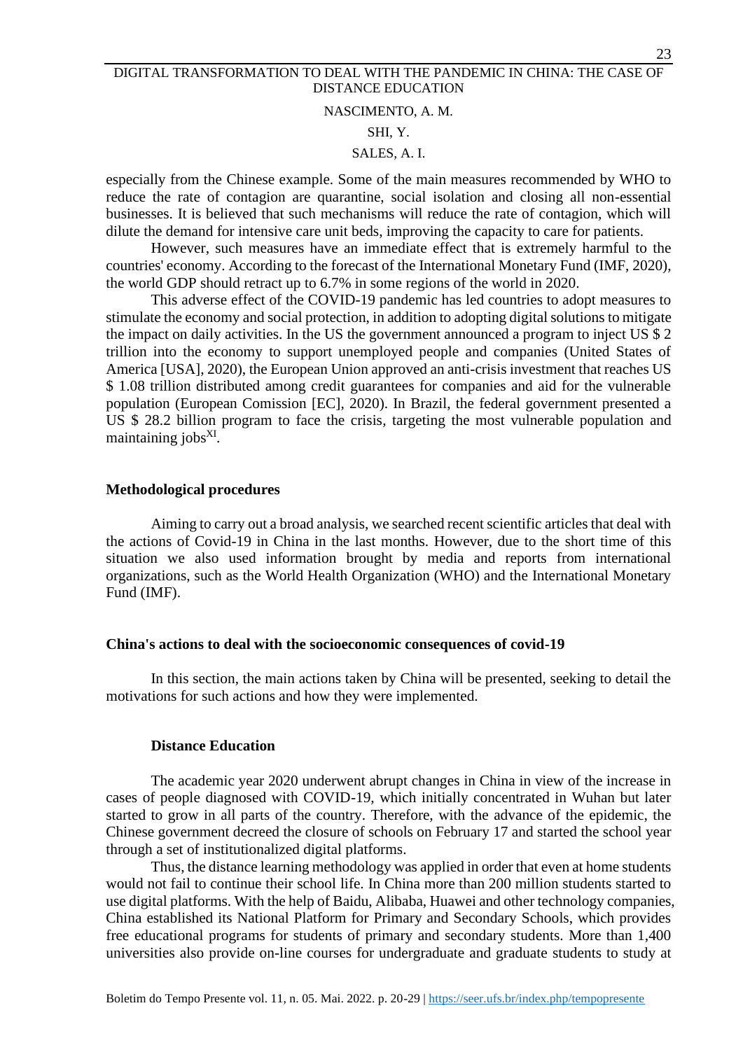especially from the Chinese example. Some of the main measures recommended by WHO to reduce the rate of contagion are quarantine, social isolation and closing all non-essential businesses. It is believed that such mechanisms will reduce the rate of contagion, which will dilute the demand for intensive care unit beds, improving the capacity to care for patients.

However, such measures have an immediate effect that is extremely harmful to the countries' economy. According to the forecast of the International Monetary Fund (IMF, 2020), the world GDP should retract up to 6.7% in some regions of the world in 2020.

This adverse effect of the COVID-19 pandemic has led countries to adopt measures to stimulate the economy and social protection, in addition to adopting digital solutions to mitigate the impact on daily activities. In the US the government announced a program to inject US $ 2 trillion into the economy to support unemployed people and companies (United States of America [USA], 2020), the European Union approved an anti-crisis investment that reaches US $ 1.08 trillion distributed among credit guarantees for companies and aid for the vulnerable population (European Comission [EC], 2020). In Brazil, the federal government presented a US $ 28.2 billion program to face the crisis, targeting the most vulnerable population and maintaining jobs[XI].

## Methodological procedures

Aiming to carry out a broad analysis, we searched recent scientific articles that deal with the actions of Covid-19 in China in the last months. However, due to the short time of this situation we also used information brought by media and reports from international organizations, such as the World Health Organization (WHO) and the International Monetary Fund (IMF).

## China's actions to deal with the socioeconomic consequences of covid-19

In this section, the main actions taken by China will be presented, seeking to detail the motivations for such actions and how they were implemented.

### Distance Education

The academic year 2020 underwent abrupt changes in China in view of the increase in cases of people diagnosed with COVID-19, which initially concentrated in Wuhan but later started to grow in all parts of the country. Therefore, with the advance of the epidemic, the Chinese government decreed the closure of schools on February 17 and started the school year through a set of institutionalized digital platforms.

Thus, the distance learning methodology was applied in order that even at home students would not fail to continue their school life. In China more than 200 million students started to use digital platforms. With the help of Baidu, Alibaba, Huawei and other technology companies, China established its National Platform for Primary and Secondary Schools, which provides free educational programs for students of primary and secondary students. More than 1,400 universities also provide on-line courses for undergraduate and graduate students to study at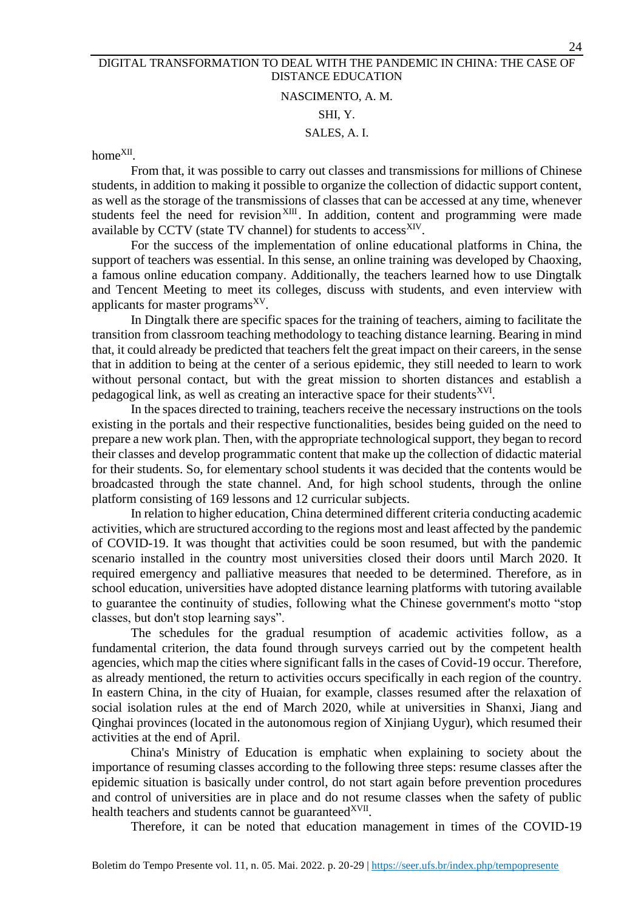home[XII].

From that, it was possible to carry out classes and transmissions for millions of Chinese students, in addition to making it possible to organize the collection of didactic support content, as well as the storage of the transmissions of classes that can be accessed at any time, whenever students feel the need for revision[XIII]. In addition, content and programming were made available by CCTV (state TV channel) for students to access[XIV].

For the success of the implementation of online educational platforms in China, the support of teachers was essential. In this sense, an online training was developed by Chaoxing, a famous online education company. Additionally, the teachers learned how to use Dingtalk and Tencent Meeting to meet its colleges, discuss with students, and even interview with applicants for master programs[XV].

In Dingtalk there are specific spaces for the training of teachers, aiming to facilitate the transition from classroom teaching methodology to teaching distance learning. Bearing in mind that, it could already be predicted that teachers felt the great impact on their careers, in the sense that in addition to being at the center of a serious epidemic, they still needed to learn to work without personal contact, but with the great mission to shorten distances and establish a pedagogical link, as well as creating an interactive space for their students[XVI].

In the spaces directed to training, teachers receive the necessary instructions on the tools existing in the portals and their respective functionalities, besides being guided on the need to prepare a new work plan. Then, with the appropriate technological support, they began to record their classes and develop programmatic content that make up the collection of didactic material for their students. So, for elementary school students it was decided that the contents would be broadcasted through the state channel. And, for high school students, through the online platform consisting of 169 lessons and 12 curricular subjects.

In relation to higher education, China determined different criteria conducting academic activities, which are structured according to the regions most and least affected by the pandemic of COVID-19. It was thought that activities could be soon resumed, but with the pandemic scenario installed in the country most universities closed their doors until March 2020. It required emergency and palliative measures that needed to be determined. Therefore, as in school education, universities have adopted distance learning platforms with tutoring available to guarantee the continuity of studies, following what the Chinese government's motto "stop classes, but don't stop learning says".

The schedules for the gradual resumption of academic activities follow, as a fundamental criterion, the data found through surveys carried out by the competent health agencies, which map the cities where significant falls in the cases of Covid-19 occur. Therefore, as already mentioned, the return to activities occurs specifically in each region of the country. In eastern China, in the city of Huaian, for example, classes resumed after the relaxation of social isolation rules at the end of March 2020, while at universities in Shanxi, Jiang and Qinghai provinces (located in the autonomous region of Xinjiang Uygur), which resumed their activities at the end of April.

China's Ministry of Education is emphatic when explaining to society about the importance of resuming classes according to the following three steps: resume classes after the epidemic situation is basically under control, do not start again before prevention procedures and control of universities are in place and do not resume classes when the safety of public health teachers and students cannot be guaranteed[XVII].

Therefore, it can be noted that education management in times of the COVID-19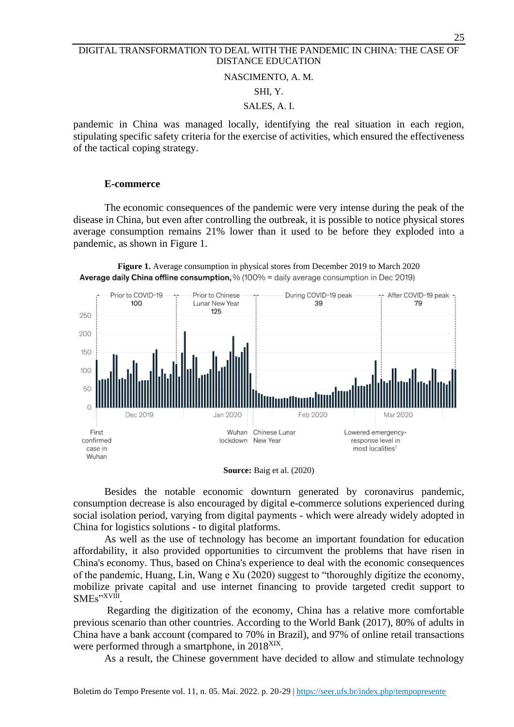pandemic in China was managed locally, identifying the real situation in each region, stipulating specific safety criteria for the exercise of activities, which ensured the effectiveness of the tactical coping strategy.

## E-commerce

The economic consequences of the pandemic were very intense during the peak of the disease in China, but even after controlling the outbreak, it is possible to notice physical stores average consumption remains 21% lower than it used to be before they exploded into a pandemic, as shown in Figure 1.

**Figure 1.** Average consumption in physical stores from December 2019 to March 2020

**Source:** Baig et al. (2020)

Besides the notable economic downturn generated by coronavirus pandemic, consumption decrease is also encouraged by digital e-commerce solutions experienced during social isolation period, varying from digital payments - which were already widely adopted in China for logistics solutions - to digital platforms.

As well as the use of technology has become an important foundation for education affordability, it also provided opportunities to circumvent the problems that have risen in China's economy. Thus, based on China's experience to deal with the economic consequences of the pandemic, Huang, Lin, Wang e Xu (2020) suggest to "thoroughly digitize the economy, mobilize private capital and use internet financing to provide targeted credit support to SMEs"[XVIII].

Regarding the digitization of the economy, China has a relative more comfortable previous scenario than other countries. According to the World Bank (2017), 80% of adults in China have a bank account (compared to 70% in Brazil), and 97% of online retail transactions were performed through a smartphone, in 2018[XIX].

As a result, the Chinese government have decided to allow and stimulate technology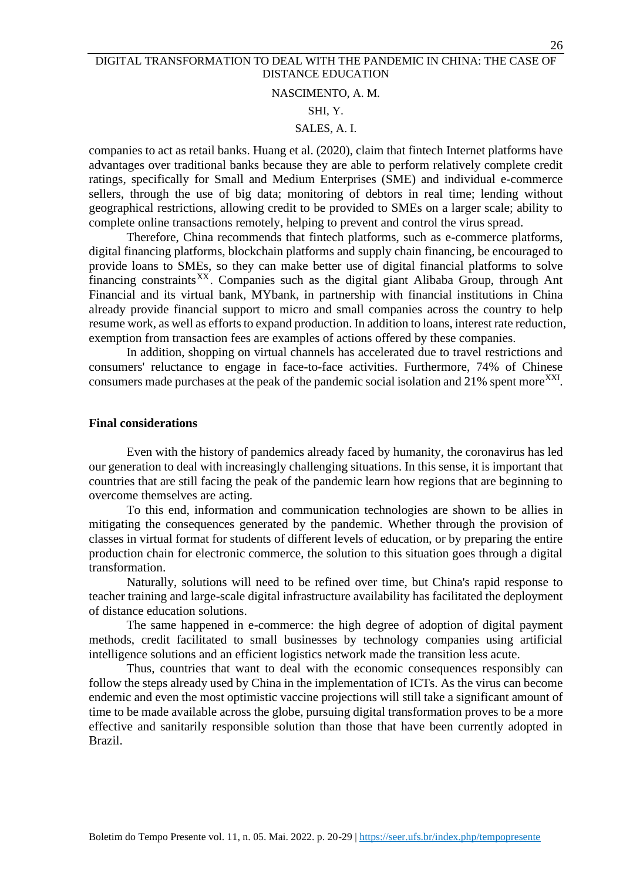companies to act as retail banks. Huang et al. (2020), claim that fintech Internet platforms have advantages over traditional banks because they are able to perform relatively complete credit ratings, specifically for Small and Medium Enterprises (SME) and individual e-commerce sellers, through the use of big data; monitoring of debtors in real time; lending without geographical restrictions, allowing credit to be provided to SMEs on a larger scale; ability to complete online transactions remotely, helping to prevent and control the virus spread.

Therefore, China recommends that fintech platforms, such as e-commerce platforms, digital financing platforms, blockchain platforms and supply chain financing, be encouraged to provide loans to SMEs, so they can make better use of digital financial platforms to solve financing constraints[XX]. Companies such as the digital giant Alibaba Group, through Ant Financial and its virtual bank, MYbank, in partnership with financial institutions in China already provide financial support to micro and small companies across the country to help resume work, as well as efforts to expand production. In addition to loans, interest rate reduction, exemption from transaction fees are examples of actions offered by these companies.

In addition, shopping on virtual channels has accelerated due to travel restrictions and consumers' reluctance to engage in face-to-face activities. Furthermore, 74% of Chinese consumers made purchases at the peak of the pandemic social isolation and 21% spent more[XXI].

**Final considerations**

Even with the history of pandemics already faced by humanity, the coronavirus has led our generation to deal with increasingly challenging situations. In this sense, it is important that countries that are still facing the peak of the pandemic learn how regions that are beginning to overcome themselves are acting.

To this end, information and communication technologies are shown to be allies in mitigating the consequences generated by the pandemic. Whether through the provision of classes in virtual format for students of different levels of education, or by preparing the entire production chain for electronic commerce, the solution to this situation goes through a digital transformation.

Naturally, solutions will need to be refined over time, but China's rapid response to teacher training and large-scale digital infrastructure availability has facilitated the deployment of distance education solutions.

The same happened in e-commerce: the high degree of adoption of digital payment methods, credit facilitated to small businesses by technology companies using artificial intelligence solutions and an efficient logistics network made the transition less acute.

Thus, countries that want to deal with the economic consequences responsibly can follow the steps already used by China in the implementation of ICTs. As the virus can become endemic and even the most optimistic vaccine projections will still take a significant amount of time to be made available across the globe, pursuing digital transformation proves to be a more effective and sanitarily responsible solution than those that have been currently adopted in Brazil.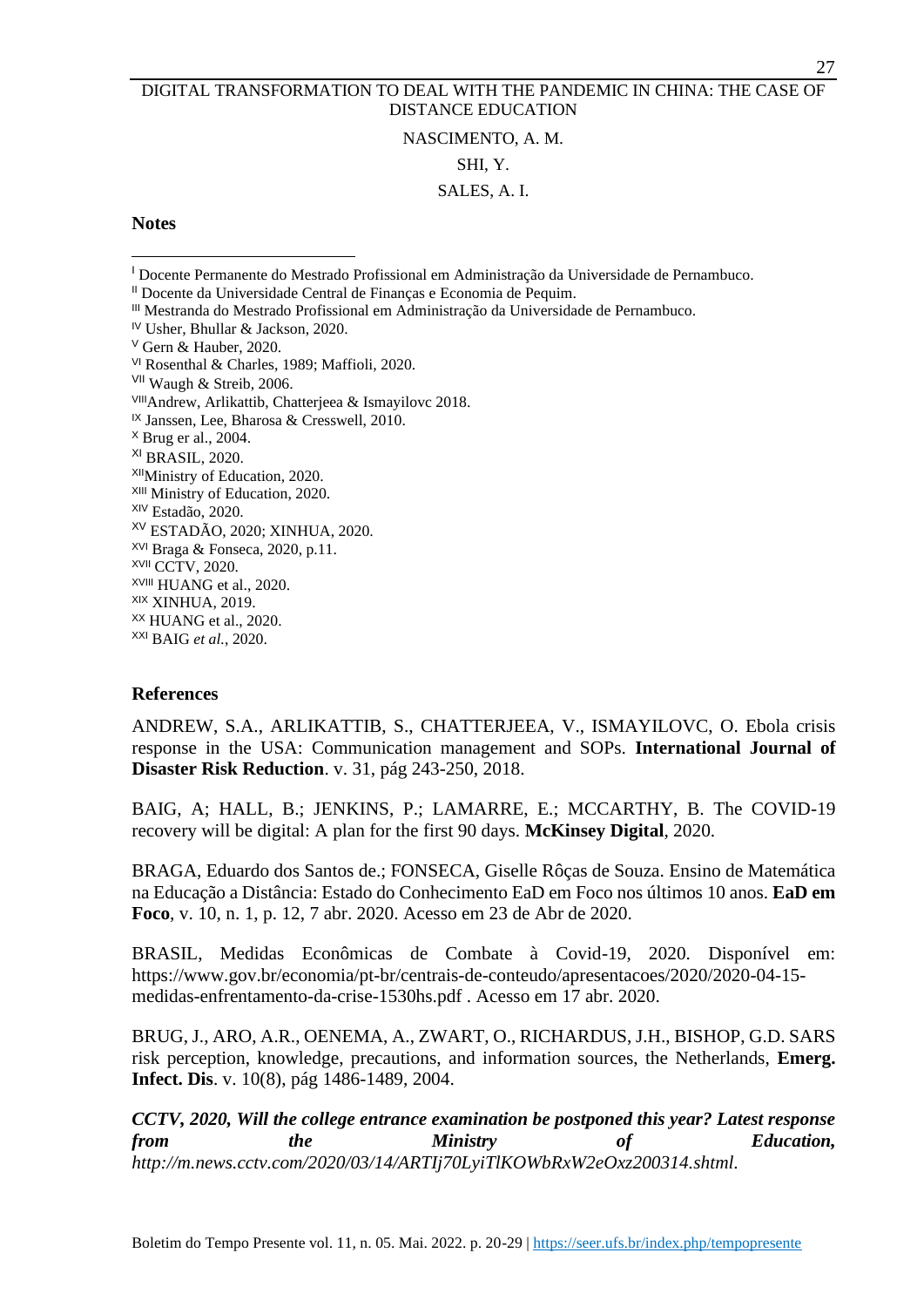## Notes

[I] Docente Permanente do Mestrado Profissional em Administração da Universidade de Pernambuco.
[II] Docente da Universidade Central de Finanças e Economia de Pequim.
[III] Mestranda do Mestrado Profissional em Administração da Universidade de Pernambuco.
[IV] Usher, Bhullar & Jackson, 2020.
[V] Gern & Hauber, 2020.
[VI] Rosenthal & Charles, 1989; Maffioli, 2020.
[VII] Waugh & Streib, 2006.
[VIII]Andrew, Arlikattib, Chatterjeea & Ismayilovc 2018.
[IX] Janssen, Lee, Bharosa & Cresswell, 2010.
[X] Brug er al., 2004.
[XI] BRASIL, 2020.
[XII]Ministry of Education, 2020.
[XIII] Ministry of Education, 2020.
[XIV] Estadão, 2020.
[XV] ESTADÃO, 2020; XINHUA, 2020.
[XVI] Braga & Fonseca, 2020, p.11.
[XVII] CCTV, 2020.
[XVIII] HUANG et al., 2020.
[XIX] XINHUA, 2019.
[XX] HUANG et al., 2020.
[XXI] BAIG *et al.*, 2020.

## References

ANDREW, S.A., ARLIKATTIB, S., CHATTERJEEA, V., ISMAYILOVC, O. Ebola crisis response in the USA: Communication management and SOPs. **International Journal of Disaster Risk Reduction**. v. 31, pág 243-250, 2018.

BAIG, A; HALL, B.; JENKINS, P.; LAMARRE, E.; MCCARTHY, B. The COVID-19 recovery will be digital: A plan for the first 90 days. **McKinsey Digital**, 2020.

BRAGA, Eduardo dos Santos de.; FONSECA, Giselle Rôças de Souza. Ensino de Matemática na Educação a Distância: Estado do Conhecimento EaD em Foco nos últimos 10 anos. **EaD em Foco**, v. 10, n. 1, p. 12, 7 abr. 2020. Acesso em 23 de Abr de 2020.

BRASIL, Medidas Econômicas de Combate à Covid-19, 2020. Disponível em: https://www.gov.br/economia/pt-br/centrais-de-conteudo/apresentacoes/2020/2020-04-15-medidas-enfrentamento-da-crise-1530hs.pdf . Acesso em 17 abr. 2020.

BRUG, J., ARO, A.R., OENEMA, A., ZWART, O., RICHARDUS, J.H., BISHOP, G.D. SARS risk perception, knowledge, precautions, and information sources, the Netherlands, **Emerg. Infect. Dis**. v. 10(8), pág 1486-1489, 2004.

***CCTV, 2020, Will the college entrance examination be postponed this year? Latest response from the Ministry of Education,*** *http://m.news.cctv.com/2020/03/14/ARTIj70LyiTlKOWbRxW2eOxz200314.shtml.*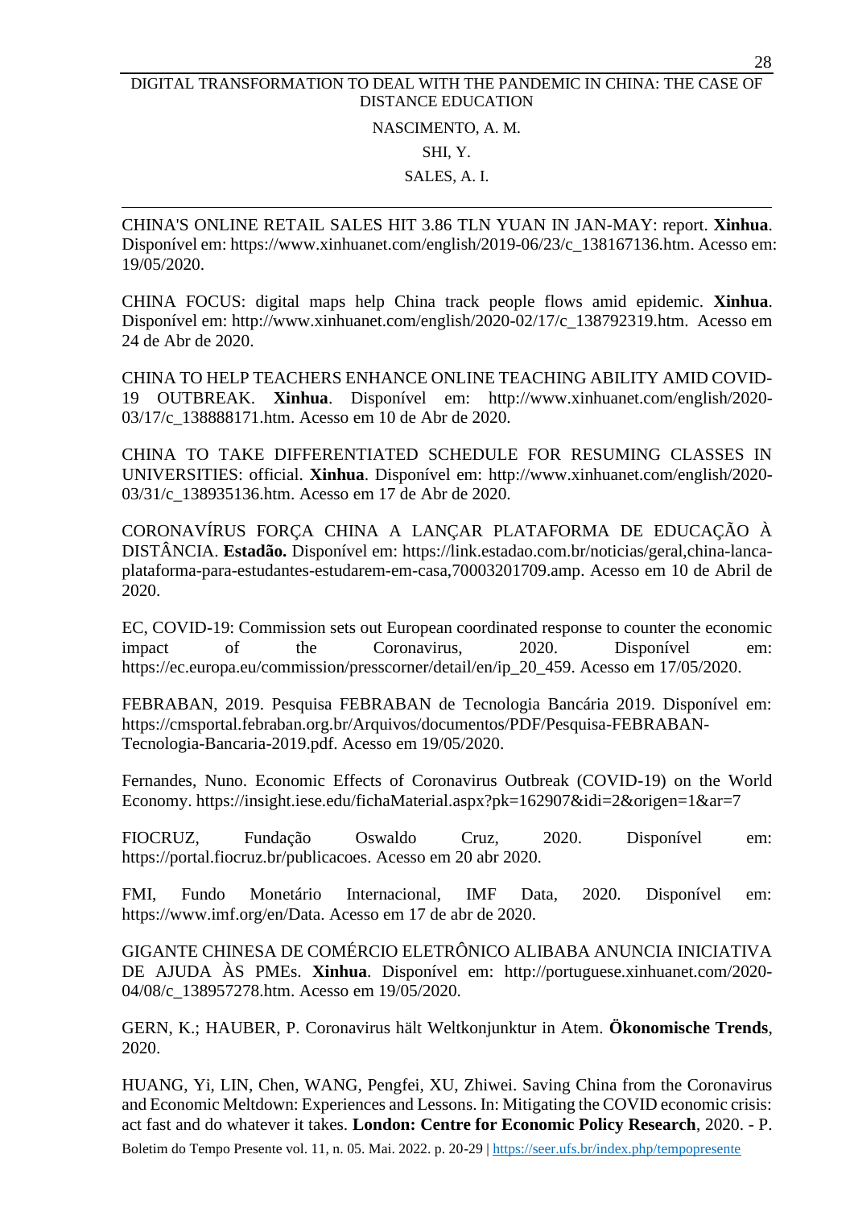CHINA'S ONLINE RETAIL SALES HIT 3.86 TLN YUAN IN JAN-MAY: report. **Xinhua**. Disponível em: https://www.xinhuanet.com/english/2019-06/23/c_138167136.htm. Acesso em: 19/05/2020.

CHINA FOCUS: digital maps help China track people flows amid epidemic. **Xinhua**. Disponível em: http://www.xinhuanet.com/english/2020-02/17/c_138792319.htm. Acesso em 24 de Abr de 2020.

CHINA TO HELP TEACHERS ENHANCE ONLINE TEACHING ABILITY AMID COVID-19 OUTBREAK. **Xinhua**. Disponível em: http://www.xinhuanet.com/english/2020-03/17/c_138888171.htm. Acesso em 10 de Abr de 2020.

CHINA TO TAKE DIFFERENTIATED SCHEDULE FOR RESUMING CLASSES IN UNIVERSITIES: official. **Xinhua**. Disponível em: http://www.xinhuanet.com/english/2020-03/31/c_138935136.htm. Acesso em 17 de Abr de 2020.

CORONAVÍRUS FORÇA CHINA A LANÇAR PLATAFORMA DE EDUCAÇÃO À DISTÂNCIA. **Estadão.** Disponível em: https://link.estadao.com.br/noticias/geral,china-lanca-plataforma-para-estudantes-estudarem-em-casa,70003201709.amp. Acesso em 10 de Abril de 2020.

EC, COVID-19: Commission sets out European coordinated response to counter the economic impact of the Coronavirus, 2020. Disponível em: https://ec.europa.eu/commission/presscorner/detail/en/ip_20_459. Acesso em 17/05/2020.

FEBRABAN, 2019. Pesquisa FEBRABAN de Tecnologia Bancária 2019. Disponível em: https://cmsportal.febraban.org.br/Arquivos/documentos/PDF/Pesquisa-FEBRABAN-Tecnologia-Bancaria-2019.pdf. Acesso em 19/05/2020.

Fernandes, Nuno. Economic Effects of Coronavirus Outbreak (COVID-19) on the World Economy. https://insight.iese.edu/fichaMaterial.aspx?pk=162907&idi=2&origen=1&ar=7

FIOCRUZ, Fundação Oswaldo Cruz, 2020. Disponível em: https://portal.fiocruz.br/publicacoes. Acesso em 20 abr 2020.

FMI, Fundo Monetário Internacional, IMF Data, 2020. Disponível em: https://www.imf.org/en/Data. Acesso em 17 de abr de 2020.

GIGANTE CHINESA DE COMÉRCIO ELETRÔNICO ALIBABA ANUNCIA INICIATIVA DE AJUDA ÀS PMEs. **Xinhua**. Disponível em: http://portuguese.xinhuanet.com/2020-04/08/c_138957278.htm. Acesso em 19/05/2020.

GERN, K.; HAUBER, P. Coronavirus hält Weltkonjunktur in Atem. **Ökonomische Trends**, 2020.

HUANG, Yi, LIN, Chen, WANG, Pengfei, XU, Zhiwei. Saving China from the Coronavirus and Economic Meltdown: Experiences and Lessons. In: Mitigating the COVID economic crisis: act fast and do whatever it takes. **London: Centre for Economic Policy Research**, 2020. - P.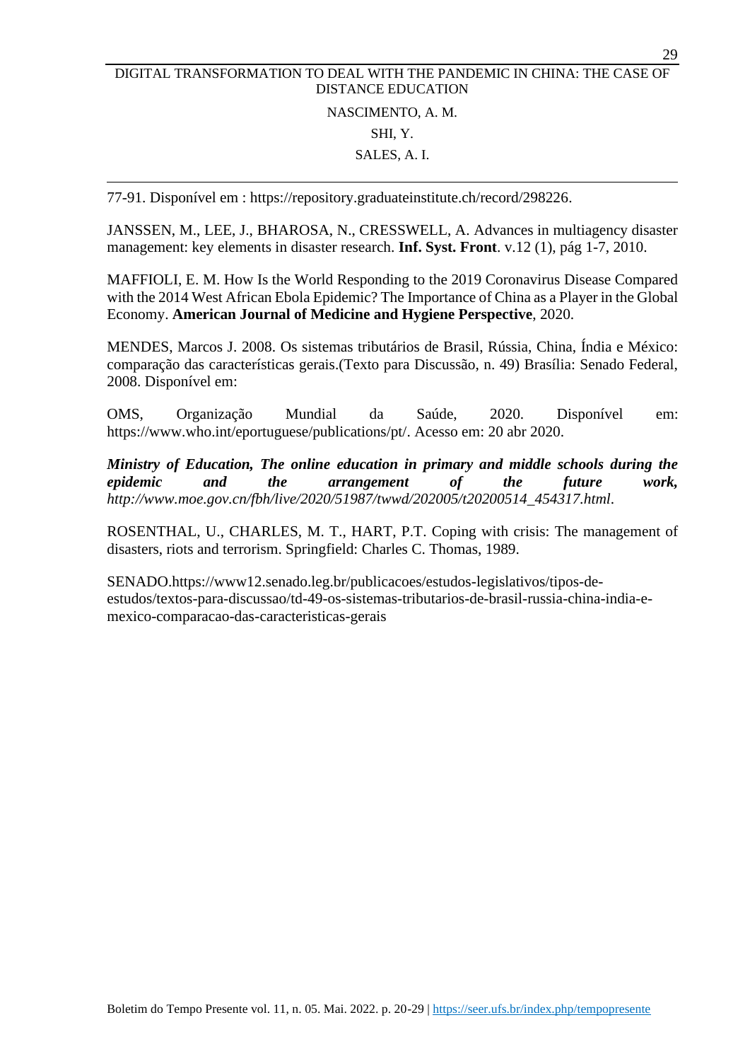77-91. Disponível em : https://repository.graduateinstitute.ch/record/298226.

JANSSEN, M., LEE, J., BHAROSA, N., CRESSWELL, A. Advances in multiagency disaster management: key elements in disaster research. **Inf. Syst. Front**. v.12 (1), pág 1-7, 2010.

MAFFIOLI, E. M. How Is the World Responding to the 2019 Coronavirus Disease Compared with the 2014 West African Ebola Epidemic? The Importance of China as a Player in the Global Economy. **American Journal of Medicine and Hygiene Perspective**, 2020.

MENDES, Marcos J. 2008. Os sistemas tributários de Brasil, Rússia, China, Índia e México: comparação das características gerais.(Texto para Discussão, n. 49) Brasília: Senado Federal, 2008. Disponível em:

OMS, Organização Mundial da Saúde, 2020. Disponível em: https://www.who.int/eportuguese/publications/pt/. Acesso em: 20 abr 2020.

***Ministry of Education, The online education in primary and middle schools during the epidemic and the arrangement of the future work,*** *http://www.moe.gov.cn/fbh/live/2020/51987/twwd/202005/t20200514_454317.html*.

ROSENTHAL, U., CHARLES, M. T., HART, P.T. Coping with crisis: The management of disasters, riots and terrorism. Springfield: Charles C. Thomas, 1989.

SENADO.https://www12.senado.leg.br/publicacoes/estudos-legislativos/tipos-de-estudos/textos-para-discussao/td-49-os-sistemas-tributarios-de-brasil-russia-china-india-e-mexico-comparacao-das-caracteristicas-gerais